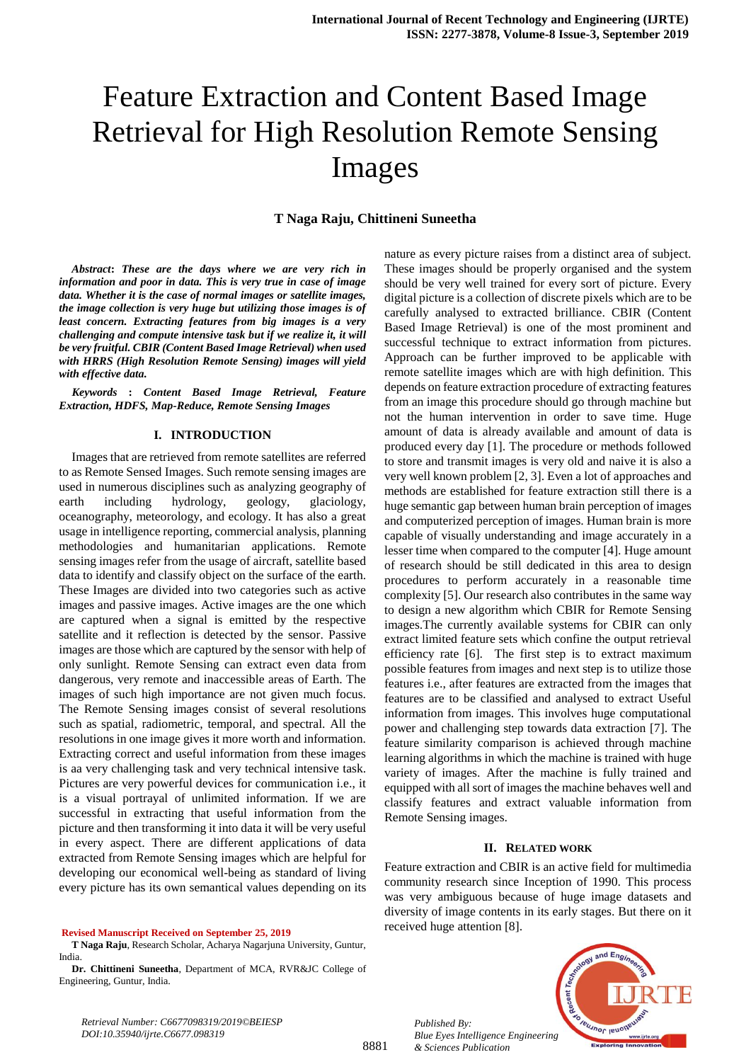# Feature Extraction and Content Based Image Retrieval for High Resolution Remote Sensing Images

**T Naga Raju, Chittineni Suneetha**

***Abstract*: *These are the days where we are very rich in information and poor in data. This is very true in case of image data. Whether it is the case of normal images or satellite images, the image collection is very huge but utilizing those images is of least concern. Extracting features from big images is a very challenging and compute intensive task but if we realize it, it will be very fruitful. CBIR (Content Based Image Retrieval) when used with HRRS (High Resolution Remote Sensing) images will yield with effective data.***

***Keywords* : *Content Based Image Retrieval, Feature Extraction, HDFS, Map-Reduce, Remote Sensing Images***

## I. INTRODUCTION

Images that are retrieved from remote satellites are referred to as Remote Sensed Images. Such remote sensing images are used in numerous disciplines such as analyzing geography of earth including hydrology, geology, glaciology, oceanography, meteorology, and ecology. It has also a great usage in intelligence reporting, commercial analysis, planning methodologies and humanitarian applications. Remote sensing images refer from the usage of aircraft, satellite based data to identify and classify object on the surface of the earth. These Images are divided into two categories such as active images and passive images. Active images are the one which are captured when a signal is emitted by the respective satellite and it reflection is detected by the sensor. Passive images are those which are captured by the sensor with help of only sunlight. Remote Sensing can extract even data from dangerous, very remote and inaccessible areas of Earth. The images of such high importance are not given much focus. The Remote Sensing images consist of several resolutions such as spatial, radiometric, temporal, and spectral. All the resolutions in one image gives it more worth and information. Extracting correct and useful information from these images is aa very challenging task and very technical intensive task. Pictures are very powerful devices for communication i.e., it is a visual portrayal of unlimited information. If we are successful in extracting that useful information from the picture and then transforming it into data it will be very useful in every aspect. There are different applications of data extracted from Remote Sensing images which are helpful for developing our economical well-being as standard of living every picture has its own semantical values depending on its nature as every picture raises from a distinct area of subject. These images should be properly organised and the system should be very well trained for every sort of picture. Every digital picture is a collection of discrete pixels which are to be carefully analysed to extracted brilliance. CBIR (Content Based Image Retrieval) is one of the most prominent and successful technique to extract information from pictures. Approach can be further improved to be applicable with remote satellite images which are with high definition. This depends on feature extraction procedure of extracting features from an image this procedure should go through machine but not the human intervention in order to save time. Huge amount of data is already available and amount of data is produced every day [1]. The procedure or methods followed to store and transmit images is very old and naive it is also a very well known problem [2, 3]. Even a lot of approaches and methods are established for feature extraction still there is a huge semantic gap between human brain perception of images and computerized perception of images. Human brain is more capable of visually understanding and image accurately in a lesser time when compared to the computer [4]. Huge amount of research should be still dedicated in this area to design procedures to perform accurately in a reasonable time complexity [5]. Our research also contributes in the same way to design a new algorithm which CBIR for Remote Sensing images.The currently available systems for CBIR can only extract limited feature sets which confine the output retrieval efficiency rate [6]. The first step is to extract maximum possible features from images and next step is to utilize those features i.e., after features are extracted from the images that features are to be classified and analysed to extract Useful information from images. This involves huge computational power and challenging step towards data extraction [7]. The feature similarity comparison is achieved through machine learning algorithms in which the machine is trained with huge variety of images. After the machine is fully trained and equipped with all sort of images the machine behaves well and classify features and extract valuable information from Remote Sensing images.

## II. RELATED WORK

Feature extraction and CBIR is an active field for multimedia community research since Inception of 1990. This process was very ambiguous because of huge image datasets and diversity of image contents in its early stages. But there on it received huge attention [8].

**Revised Manuscript Received on September 25, 2019**

**T Naga Raju**, Research Scholar, Acharya Nagarjuna University, Guntur, India.

**Dr. Chittineni Suneetha**, Department of MCA, RVR&JC College of Engineering, Guntur, India.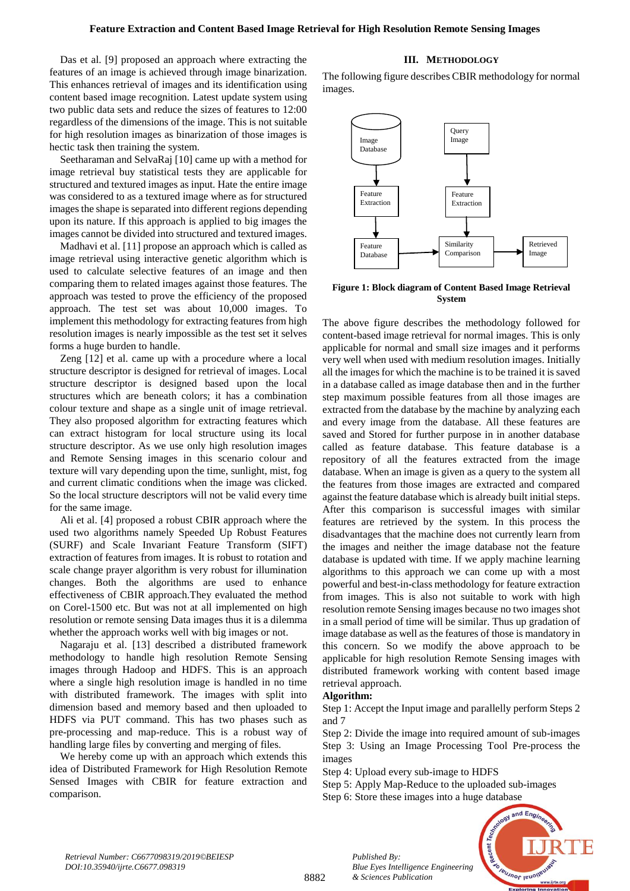Das et al. [9] proposed an approach where extracting the features of an image is achieved through image binarization. This enhances retrieval of images and its identification using content based image recognition. Latest update system using two public data sets and reduce the sizes of features to 12:00 regardless of the dimensions of the image. This is not suitable for high resolution images as binarization of those images is hectic task then training the system.

Seetharaman and SelvaRaj [10] came up with a method for image retrieval buy statistical tests they are applicable for structured and textured images as input. Hate the entire image was considered to as a textured image where as for structured images the shape is separated into different regions depending upon its nature. If this approach is applied to big images the images cannot be divided into structured and textured images.

Madhavi et al. [11] propose an approach which is called as image retrieval using interactive genetic algorithm which is used to calculate selective features of an image and then comparing them to related images against those features. The approach was tested to prove the efficiency of the proposed approach. The test set was about 10,000 images. To implement this methodology for extracting features from high resolution images is nearly impossible as the test set it selves forms a huge burden to handle.

Zeng [12] et al. came up with a procedure where a local structure descriptor is designed for retrieval of images. Local structure descriptor is designed based upon the local structures which are beneath colors; it has a combination colour texture and shape as a single unit of image retrieval. They also proposed algorithm for extracting features which can extract histogram for local structure using its local structure descriptor. As we use only high resolution images and Remote Sensing images in this scenario colour and texture will vary depending upon the time, sunlight, mist, fog and current climatic conditions when the image was clicked. So the local structure descriptors will not be valid every time for the same image.

Ali et al. [4] proposed a robust CBIR approach where the used two algorithms namely Speeded Up Robust Features (SURF) and Scale Invariant Feature Transform (SIFT) extraction of features from images. It is robust to rotation and scale change prayer algorithm is very robust for illumination changes. Both the algorithms are used to enhance effectiveness of CBIR approach.They evaluated the method on Corel-1500 etc. But was not at all implemented on high resolution or remote sensing Data images thus it is a dilemma whether the approach works well with big images or not.

Nagaraju et al. [13] described a distributed framework methodology to handle high resolution Remote Sensing images through Hadoop and HDFS. This is an approach where a single high resolution image is handled in no time with distributed framework. The images with split into dimension based and memory based and then uploaded to HDFS via PUT command. This has two phases such as pre-processing and map-reduce. This is a robust way of handling large files by converting and merging of files.

We hereby come up with an approach which extends this idea of Distributed Framework for High Resolution Remote Sensed Images with CBIR for feature extraction and comparison.

## III. METHODOLOGY

The following figure describes CBIR methodology for normal images.

Image Database → Feature Extraction → Feature Database → Similarity Comparison → Retrieved Image

Query Image → Feature Extraction → Similarity Comparison

**Figure 1: Block diagram of Content Based Image Retrieval System**

The above figure describes the methodology followed for content-based image retrieval for normal images. This is only applicable for normal and small size images and it performs very well when used with medium resolution images. Initially all the images for which the machine is to be trained it is saved in a database called as image database then and in the further step maximum possible features from all those images are extracted from the database by the machine by analyzing each and every image from the database. All these features are saved and Stored for further purpose in in another database called as feature database. This feature database is a repository of all the features extracted from the image database. When an image is given as a query to the system all the features from those images are extracted and compared against the feature database which is already built initial steps. After this comparison is successful images with similar features are retrieved by the system. In this process the disadvantages that the machine does not currently learn from the images and neither the image database not the feature database is updated with time. If we apply machine learning algorithms to this approach we can come up with a most powerful and best-in-class methodology for feature extraction from images. This is also not suitable to work with high resolution remote Sensing images because no two images shot in a small period of time will be similar. Thus up gradation of image database as well as the features of those is mandatory in this concern. So we modify the above approach to be applicable for high resolution Remote Sensing images with distributed framework working with content based image retrieval approach.

**Algorithm:**

Step 1: Accept the Input image and parallelly perform Steps 2 and 7

Step 2: Divide the image into required amount of sub-images

Step 3: Using an Image Processing Tool Pre-process the images

Step 4: Upload every sub-image to HDFS

Step 5: Apply Map-Reduce to the uploaded sub-images

Step 6: Store these images into a huge database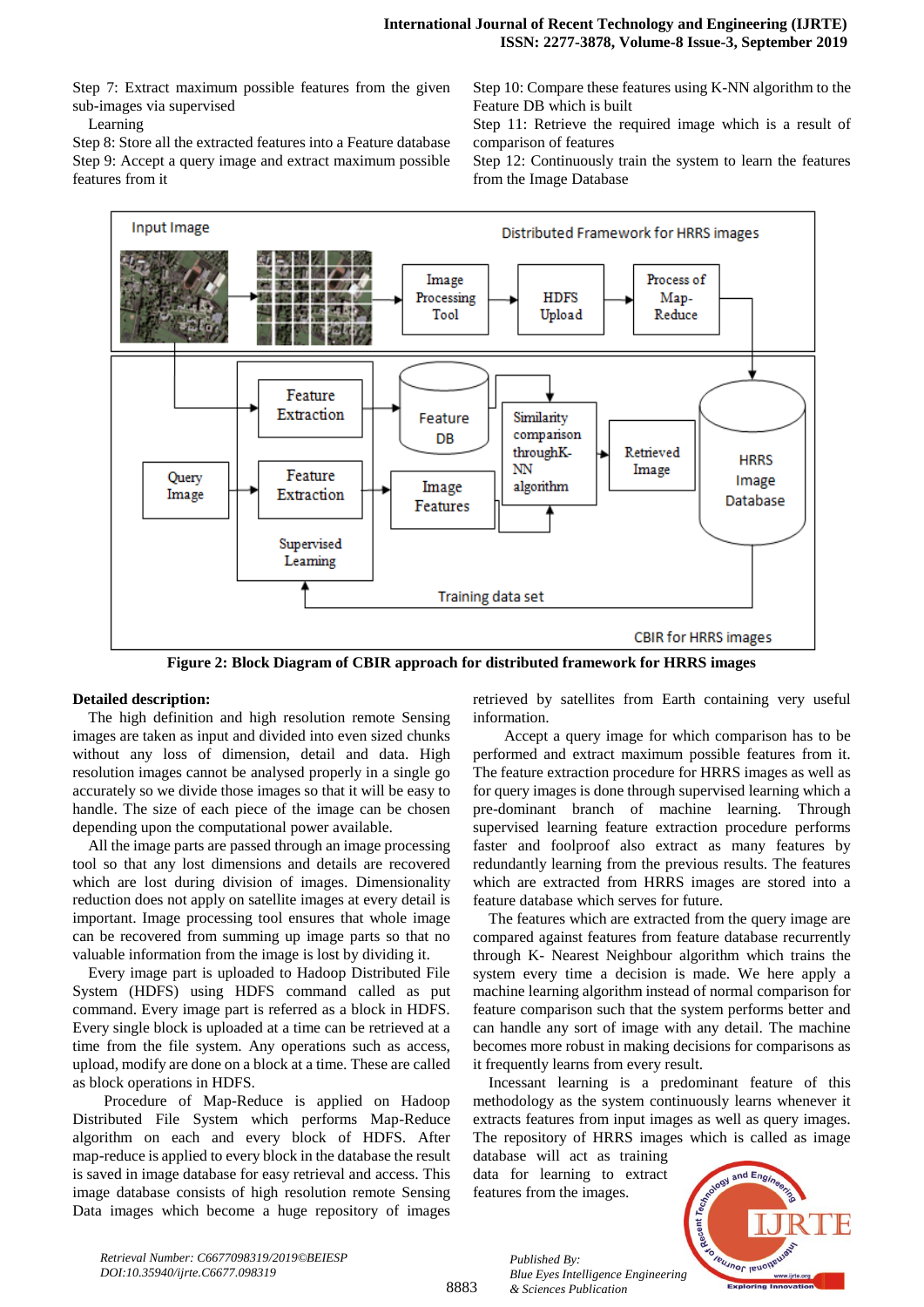Step 7: Extract maximum possible features from the given sub-images via supervised Learning

Step 8: Store all the extracted features into a Feature database

Step 9: Accept a query image and extract maximum possible features from it

Step 10: Compare these features using K-NN algorithm to the Feature DB which is built

Step 11: Retrieve the required image which is a result of comparison of features

Step 12: Continuously train the system to learn the features from the Image Database

**Figure 2: Block Diagram of CBIR approach for distributed framework for HRRS images**

**Detailed description:**

The high definition and high resolution remote Sensing images are taken as input and divided into even sized chunks without any loss of dimension, detail and data. High resolution images cannot be analysed properly in a single go accurately so we divide those images so that it will be easy to handle. The size of each piece of the image can be chosen depending upon the computational power available.

All the image parts are passed through an image processing tool so that any lost dimensions and details are recovered which are lost during division of images. Dimensionality reduction does not apply on satellite images at every detail is important. Image processing tool ensures that whole image can be recovered from summing up image parts so that no valuable information from the image is lost by dividing it.

Every image part is uploaded to Hadoop Distributed File System (HDFS) using HDFS command called as put command. Every image part is referred as a block in HDFS. Every single block is uploaded at a time can be retrieved at a time from the file system. Any operations such as access, upload, modify are done on a block at a time. These are called as block operations in HDFS.

Procedure of Map-Reduce is applied on Hadoop Distributed File System which performs Map-Reduce algorithm on each and every block of HDFS. After map-reduce is applied to every block in the database the result is saved in image database for easy retrieval and access. This image database consists of high resolution remote Sensing Data images which become a huge repository of images retrieved by satellites from Earth containing very useful information.

Accept a query image for which comparison has to be performed and extract maximum possible features from it. The feature extraction procedure for HRRS images as well as for query images is done through supervised learning which a pre-dominant branch of machine learning. Through supervised learning feature extraction procedure performs faster and foolproof also extract as many features by redundantly learning from the previous results. The features which are extracted from HRRS images are stored into a feature database which serves for future.

The features which are extracted from the query image are compared against features from feature database recurrently through K- Nearest Neighbour algorithm which trains the system every time a decision is made. We here apply a machine learning algorithm instead of normal comparison for feature comparison such that the system performs better and can handle any sort of image with any detail. The machine becomes more robust in making decisions for comparisons as it frequently learns from every result.

Incessant learning is a predominant feature of this methodology as the system continuously learns whenever it extracts features from input images as well as query images. The repository of HRRS images which is called as image database will act as training data for learning to extract features from the images.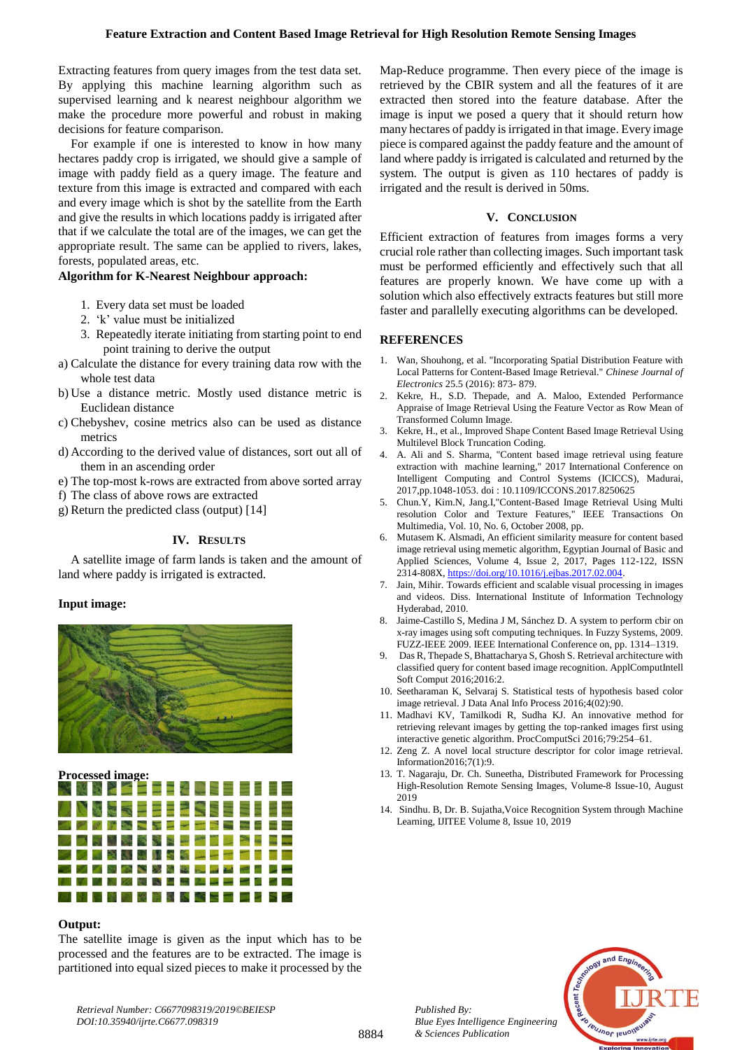Extracting features from query images from the test data set. By applying this machine learning algorithm such as supervised learning and k nearest neighbour algorithm we make the procedure more powerful and robust in making decisions for feature comparison.

For example if one is interested to know in how many hectares paddy crop is irrigated, we should give a sample of image with paddy field as a query image. The feature and texture from this image is extracted and compared with each and every image which is shot by the satellite from the Earth and give the results in which locations paddy is irrigated after that if we calculate the total are of the images, we can get the appropriate result. The same can be applied to rivers, lakes, forests, populated areas, etc.

**Algorithm for K-Nearest Neighbour approach:**

1. Every data set must be loaded
2. 'k' value must be initialized
3. Repeatedly iterate initiating from starting point to end point training to derive the output

a) Calculate the distance for every training data row with the whole test data
b) Use a distance metric. Mostly used distance metric is Euclidean distance
c) Chebyshev, cosine metrics also can be used as distance metrics
d) According to the derived value of distances, sort out all of them in an ascending order
e) The top-most k-rows are extracted from above sorted array
f) The class of above rows are extracted
g) Return the predicted class (output) [14]

## IV. RESULTS

A satellite image of farm lands is taken and the amount of land where paddy is irrigated is extracted.

**Input image:**

**Processed image:**

**Output:**

The satellite image is given as the input which has to be processed and the features are to be extracted. The image is partitioned into equal sized pieces to make it processed by the Map-Reduce programme. Then every piece of the image is retrieved by the CBIR system and all the features of it are extracted then stored into the feature database. After the image is input we posed a query that it should return how many hectares of paddy is irrigated in that image. Every image piece is compared against the paddy feature and the amount of land where paddy is irrigated is calculated and returned by the system. The output is given as 110 hectares of paddy is irrigated and the result is derived in 50ms.

## V. CONCLUSION

Efficient extraction of features from images forms a very crucial role rather than collecting images. Such important task must be performed efficiently and effectively such that all features are properly known. We have come up with a solution which also effectively extracts features but still more faster and parallelly executing algorithms can be developed.

## REFERENCES

1. Wan, Shouhong, et al. "Incorporating Spatial Distribution Feature with Local Patterns for Content-Based Image Retrieval." *Chinese Journal of Electronics* 25.5 (2016): 873- 879.
2. Kekre, H., S.D. Thepade, and A. Maloo, Extended Performance Appraise of Image Retrieval Using the Feature Vector as Row Mean of Transformed Column Image.
3. Kekre, H., et al., Improved Shape Content Based Image Retrieval Using Multilevel Block Truncation Coding.
4. A. Ali and S. Sharma, "Content based image retrieval using feature extraction with machine learning," 2017 International Conference on Intelligent Computing and Control Systems (ICICCS), Madurai, 2017,pp.1048-1053. doi : 10.1109/ICCONS.2017.8250625
5. Chun.Y, Kim.N, Jang.I,"Content-Based Image Retrieval Using Multi resolution Color and Texture Features," IEEE Transactions On Multimedia, Vol. 10, No. 6, October 2008, pp.
6. Mutasem K. Alsmadi, An efficient similarity measure for content based image retrieval using memetic algorithm, Egyptian Journal of Basic and Applied Sciences, Volume 4, Issue 2, 2017, Pages 112-122, ISSN 2314-808X, https://doi.org/10.1016/j.ejbas.2017.02.004.
7. Jain, Mihir. Towards efficient and scalable visual processing in images and videos. Diss. International Institute of Information Technology Hyderabad, 2010.
8. Jaime-Castillo S, Medina J M, Sánchez D. A system to perform cbir on x-ray images using soft computing techniques. In Fuzzy Systems, 2009. FUZZ-IEEE 2009. IEEE International Conference on, pp. 1314–1319.
9. Das R, Thepade S, Bhattacharya S, Ghosh S. Retrieval architecture with classified query for content based image recognition. ApplComputIntell Soft Comput 2016;2016:2.
10. Seetharaman K, Selvaraj S. Statistical tests of hypothesis based color image retrieval. J Data Anal Info Process 2016;4(02):90.
11. Madhavi KV, Tamilkodi R, Sudha KJ. An innovative method for retrieving relevant images by getting the top-ranked images first using interactive genetic algorithm. ProcComputSci 2016;79:254–61.
12. Zeng Z. A novel local structure descriptor for color image retrieval. Information2016;7(1):9.
13. T. Nagaraju, Dr. Ch. Suneetha, Distributed Framework for Processing High-Resolution Remote Sensing Images, Volume-8 Issue-10, August 2019
14. Sindhu. B, Dr. B. Sujatha,Voice Recognition System through Machine Learning, IJITEE Volume 8, Issue 10, 2019